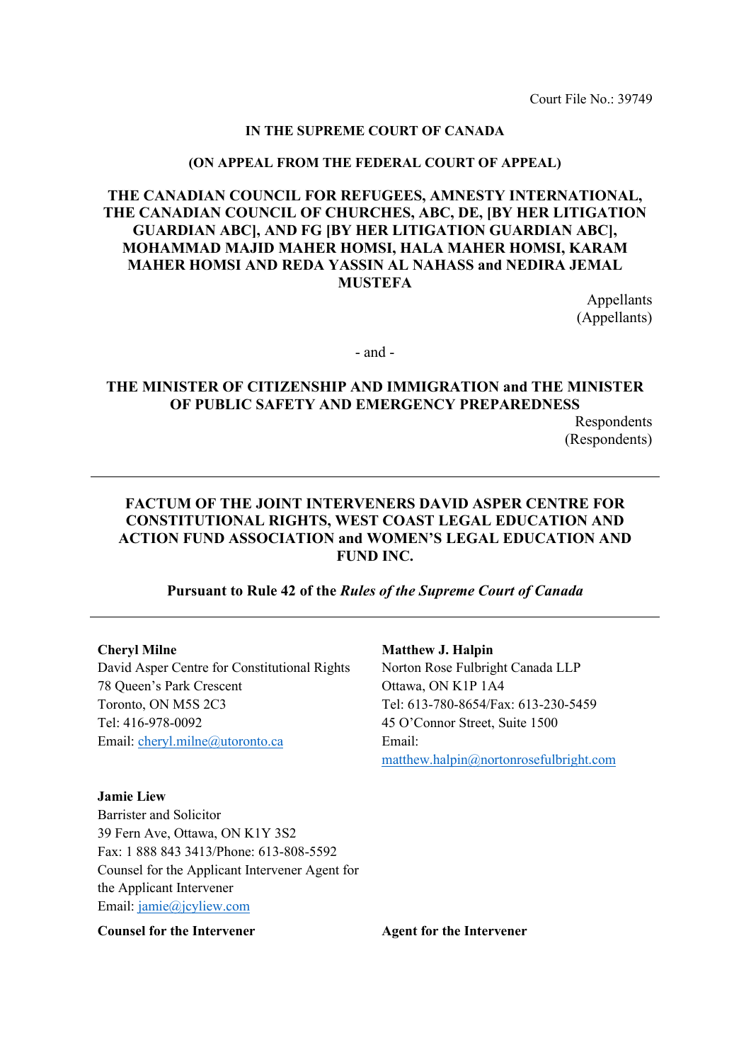Court File No.: 39749

**IN THE SUPREME COURT OF CANADA**

**(ON APPEAL FROM THE FEDERAL COURT OF APPEAL)**

**THE CANADIAN COUNCIL FOR REFUGEES, AMNESTY INTERNATIONAL, THE CANADIAN COUNCIL OF CHURCHES, ABC, DE, [BY HER LITIGATION GUARDIAN ABC], AND FG [BY HER LITIGATION GUARDIAN ABC], MOHAMMAD MAJID MAHER HOMSI, HALA MAHER HOMSI, KARAM MAHER HOMSI AND REDA YASSIN AL NAHASS and NEDIRA JEMAL MUSTEFA**

Appellants
(Appellants)

- and -

**THE MINISTER OF CITIZENSHIP AND IMMIGRATION and THE MINISTER OF PUBLIC SAFETY AND EMERGENCY PREPAREDNESS**

Respondents
(Respondents)

---

**FACTUM OF THE JOINT INTERVENERS DAVID ASPER CENTRE FOR CONSTITUTIONAL RIGHTS, WEST COAST LEGAL EDUCATION AND ACTION FUND ASSOCIATION and WOMEN'S LEGAL EDUCATION AND FUND INC.**

**Pursuant to Rule 42 of the *Rules of the Supreme Court of Canada***

---

**Cheryl Milne**
David Asper Centre for Constitutional Rights
78 Queen's Park Crescent
Toronto, ON M5S 2C3
Tel: 416-978-0092
Email: cheryl.milne@utoronto.ca

**Jamie Liew**
Barrister and Solicitor
39 Fern Ave, Ottawa, ON K1Y 3S2
Fax: 1 888 843 3413/Phone: 613-808-5592
Counsel for the Applicant Intervener Agent for the Applicant Intervener
Email: jamie@jcyliew.com

**Counsel for the Intervener**

**Matthew J. Halpin**
Norton Rose Fulbright Canada LLP
Ottawa, ON K1P 1A4
Tel: 613-780-8654/Fax: 613-230-5459
45 O'Connor Street, Suite 1500
Email:
matthew.halpin@nortonrosefulbright.com

**Agent for the Intervener**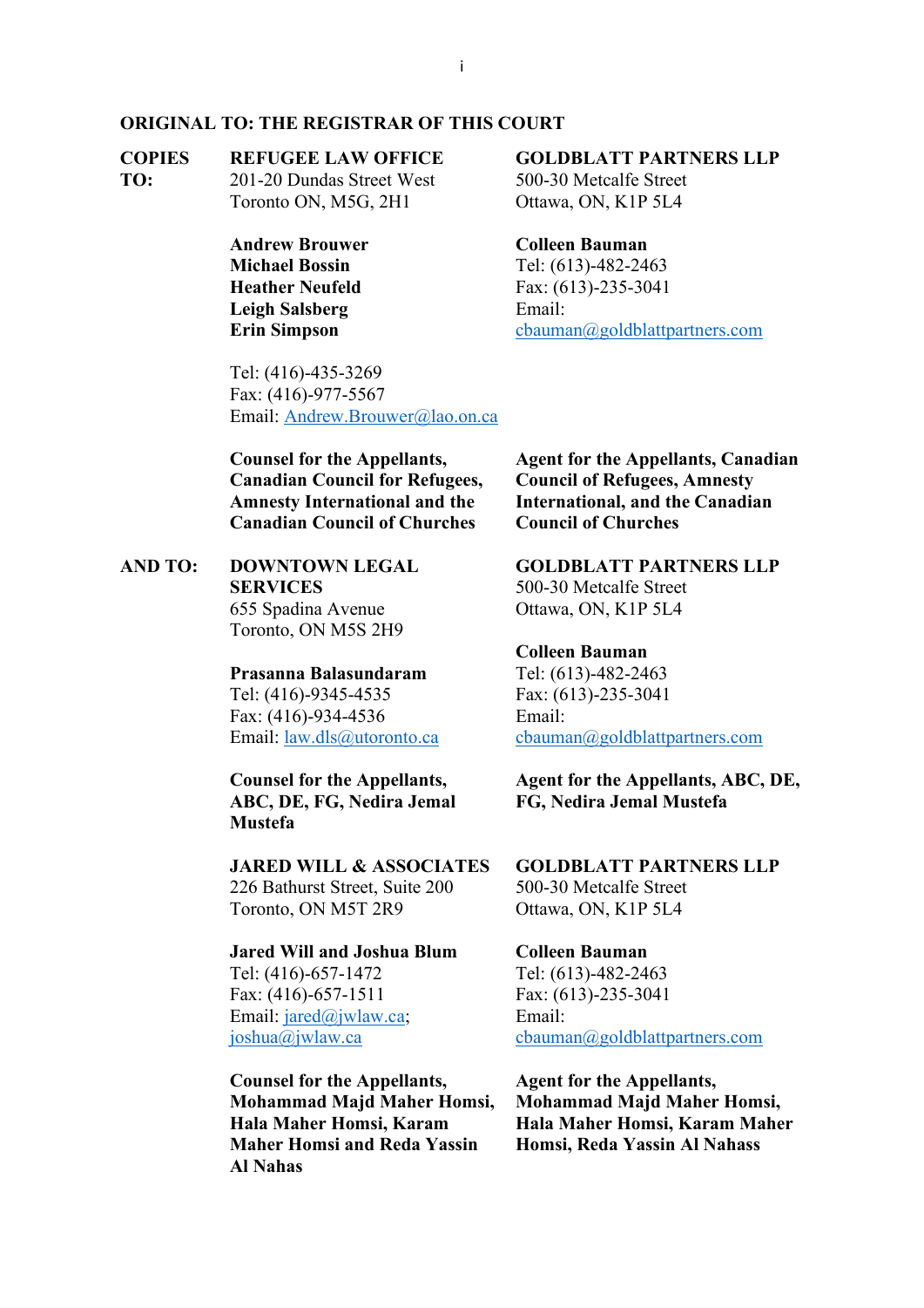**ORIGINAL TO: THE REGISTRAR OF THIS COURT**

**COPIES TO:**

**REFUGEE LAW OFFICE**
201-20 Dundas Street West
Toronto ON, M5G, 2H1

**Andrew Brouwer**
**Michael Bossin**
**Heather Neufeld**
**Leigh Salsberg**
**Erin Simpson**

Tel: (416)-435-3269
Fax: (416)-977-5567
Email: Andrew.Brouwer@lao.on.ca

**Counsel for the Appellants, Canadian Council for Refugees, Amnesty International and the Canadian Council of Churches**

**GOLDBLATT PARTNERS LLP**
500-30 Metcalfe Street
Ottawa, ON, K1P 5L4

**Colleen Bauman**
Tel: (613)-482-2463
Fax: (613)-235-3041
Email:
cbauman@goldblattpartners.com

**Agent for the Appellants, Canadian Council of Refugees, Amnesty International, and the Canadian Council of Churches**

**AND TO:**

**DOWNTOWN LEGAL SERVICES**
655 Spadina Avenue
Toronto, ON M5S 2H9

**Prasanna Balasundaram**
Tel: (416)-9345-4535
Fax: (416)-934-4536
Email: law.dls@utoronto.ca

**Counsel for the Appellants, ABC, DE, FG, Nedira Jemal Mustefa**

**GOLDBLATT PARTNERS LLP**
500-30 Metcalfe Street
Ottawa, ON, K1P 5L4

**Colleen Bauman**
Tel: (613)-482-2463
Fax: (613)-235-3041
Email:
cbauman@goldblattpartners.com

**Agent for the Appellants, ABC, DE, FG, Nedira Jemal Mustefa**

**JARED WILL & ASSOCIATES**
226 Bathurst Street, Suite 200
Toronto, ON M5T 2R9

**Jared Will and Joshua Blum**
Tel: (416)-657-1472
Fax: (416)-657-1511
Email: jared@jwlaw.ca;
joshua@jwlaw.ca

**Counsel for the Appellants, Mohammad Majd Maher Homsi, Hala Maher Homsi, Karam Maher Homsi and Reda Yassin Al Nahas**

**GOLDBLATT PARTNERS LLP**
500-30 Metcalfe Street
Ottawa, ON, K1P 5L4

**Colleen Bauman**
Tel: (613)-482-2463
Fax: (613)-235-3041
Email:
cbauman@goldblattpartners.com

**Agent for the Appellants, Mohammad Majd Maher Homsi, Hala Maher Homsi, Karam Maher Homsi, Reda Yassin Al Nahass**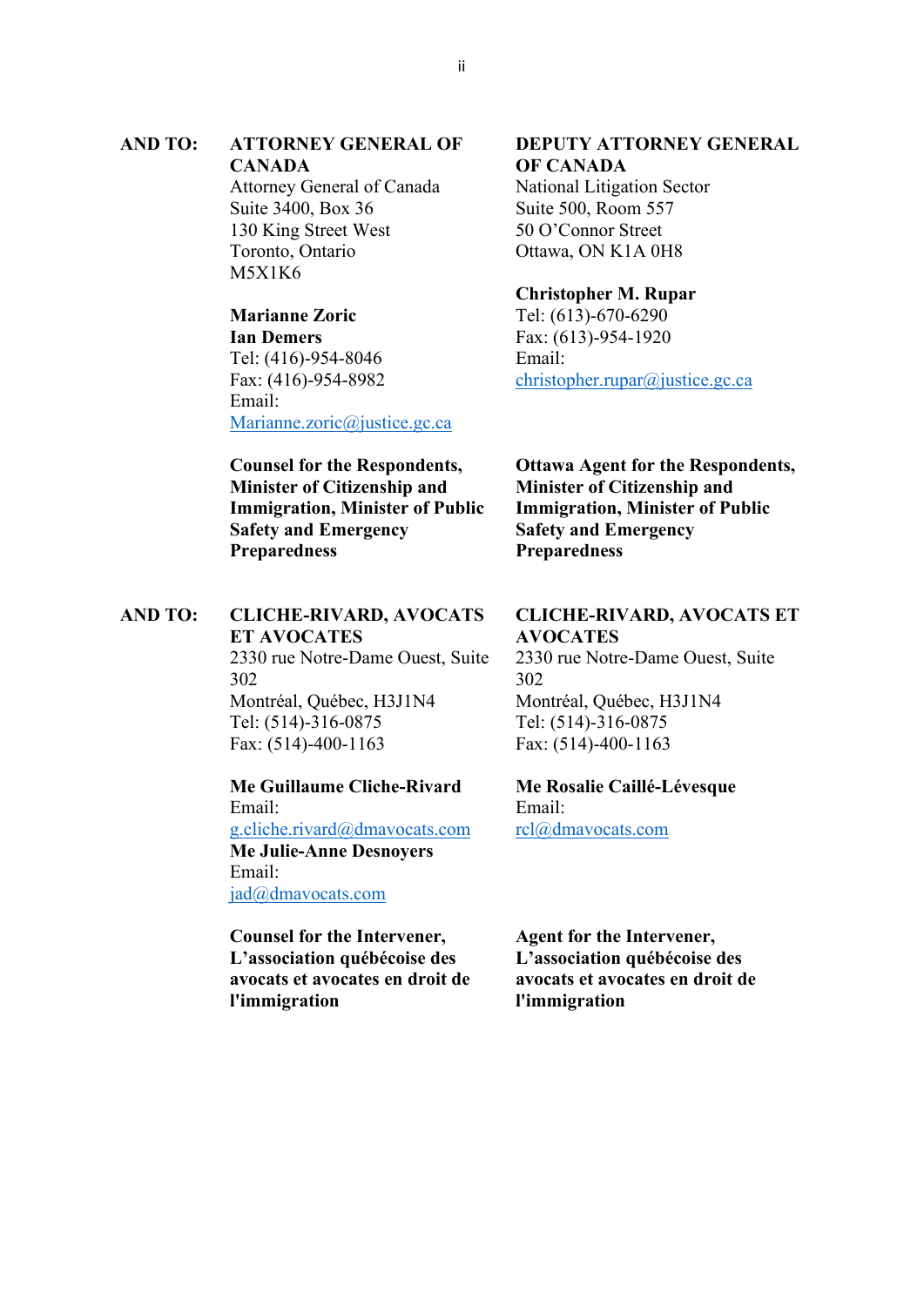**AND TO:**

**ATTORNEY GENERAL OF CANADA**
Attorney General of Canada
Suite 3400, Box 36
130 King Street West
Toronto, Ontario
M5X1K6

**Marianne Zoric**
**Ian Demers**
Tel: (416)-954-8046
Fax: (416)-954-8982
Email:
Marianne.zoric@justice.gc.ca

**Counsel for the Respondents, Minister of Citizenship and Immigration, Minister of Public Safety and Emergency Preparedness**

**DEPUTY ATTORNEY GENERAL OF CANADA**
National Litigation Sector
Suite 500, Room 557
50 O'Connor Street
Ottawa, ON K1A 0H8

**Christopher M. Rupar**
Tel: (613)-670-6290
Fax: (613)-954-1920
Email:
christopher.rupar@justice.gc.ca

**Ottawa Agent for the Respondents, Minister of Citizenship and Immigration, Minister of Public Safety and Emergency Preparedness**

**AND TO:**

**CLICHE-RIVARD, AVOCATS ET AVOCATES**
2330 rue Notre-Dame Ouest, Suite 302
Montréal, Québec, H3J1N4
Tel: (514)-316-0875
Fax: (514)-400-1163

**Me Guillaume Cliche-Rivard**
Email:
g.cliche.rivard@dmavocats.com
**Me Julie-Anne Desnoyers**
Email:
jad@dmavocats.com

**Counsel for the Intervener, L'association québécoise des avocats et avocates en droit de l'immigration**

**CLICHE-RIVARD, AVOCATS ET AVOCATES**
2330 rue Notre-Dame Ouest, Suite 302
Montréal, Québec, H3J1N4
Tel: (514)-316-0875
Fax: (514)-400-1163

**Me Rosalie Caillé-Lévesque**
Email:
rcl@dmavocats.com

**Agent for the Intervener, L'association québécoise des avocats et avocates en droit de l'immigration**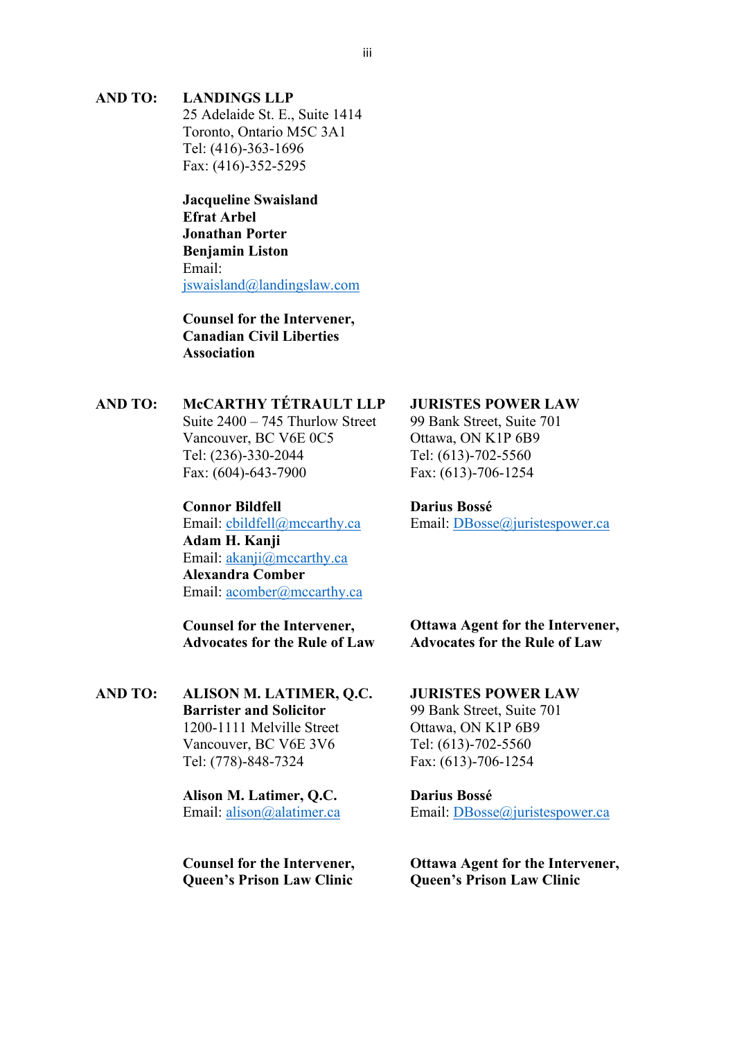**AND TO:** **LANDINGS LLP**
25 Adelaide St. E., Suite 1414
Toronto, Ontario M5C 3A1
Tel: (416)-363-1696
Fax: (416)-352-5295

**Jacqueline Swaisland**
**Efrat Arbel**
**Jonathan Porter**
**Benjamin Liston**
Email:
jswaisland@landingslaw.com

**Counsel for the Intervener, Canadian Civil Liberties Association**

**AND TO:** **McCARTHY TÉTRAULT LLP**
Suite 2400 – 745 Thurlow Street
Vancouver, BC V6E 0C5
Tel: (236)-330-2044
Fax: (604)-643-7900

**Connor Bildfell**
Email: cbildfell@mccarthy.ca
**Adam H. Kanji**
Email: akanji@mccarthy.ca
**Alexandra Comber**
Email: acomber@mccarthy.ca

**Counsel for the Intervener, Advocates for the Rule of Law**

**JURISTES POWER LAW**
99 Bank Street, Suite 701
Ottawa, ON K1P 6B9
Tel: (613)-702-5560
Fax: (613)-706-1254

**Darius Bossé**
Email: DBosse@juristespower.ca

**Ottawa Agent for the Intervener, Advocates for the Rule of Law**

**AND TO:** **ALISON M. LATIMER, Q.C.**
**Barrister and Solicitor**
1200-1111 Melville Street
Vancouver, BC V6E 3V6
Tel: (778)-848-7324

**Alison M. Latimer, Q.C.**
Email: alison@alatimer.ca

**Counsel for the Intervener, Queen's Prison Law Clinic**

**JURISTES POWER LAW**
99 Bank Street, Suite 701
Ottawa, ON K1P 6B9
Tel: (613)-702-5560
Fax: (613)-706-1254

**Darius Bossé**
Email: DBosse@juristespower.ca

**Ottawa Agent for the Intervener, Queen's Prison Law Clinic**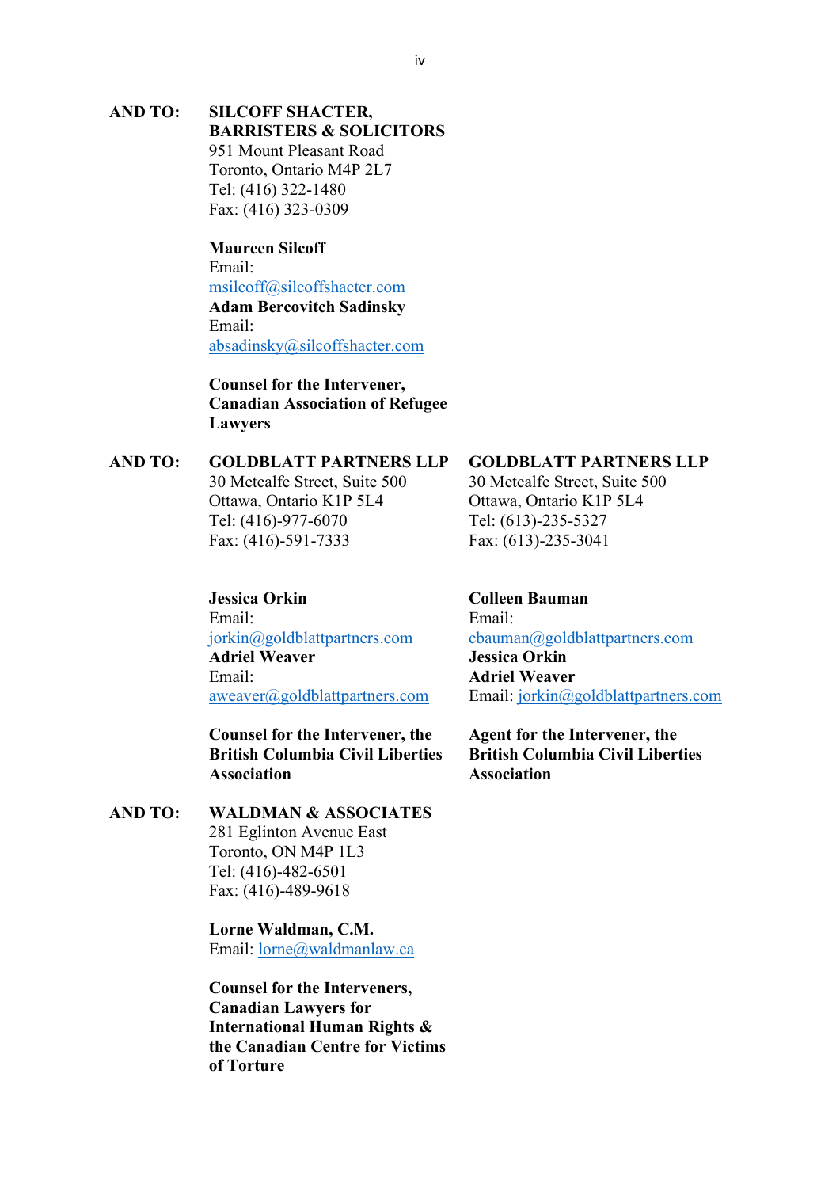**AND TO:** **SILCOFF SHACTER, BARRISTERS & SOLICITORS**
951 Mount Pleasant Road
Toronto, Ontario M4P 2L7
Tel: (416) 322-1480
Fax: (416) 323-0309

**Maureen Silcoff**
Email:
msilcoff@silcoffshacter.com
**Adam Bercovitch Sadinsky**
Email:
absadinsky@silcoffshacter.com

**Counsel for the Intervener, Canadian Association of Refugee Lawyers**

**AND TO:** **GOLDBLATT PARTNERS LLP**
30 Metcalfe Street, Suite 500
Ottawa, Ontario K1P 5L4
Tel: (416)-977-6070
Fax: (416)-591-7333

**Jessica Orkin**
Email:
jorkin@goldblattpartners.com
**Adriel Weaver**
Email:
aweaver@goldblattpartners.com

**Counsel for the Intervener, the British Columbia Civil Liberties Association**

**GOLDBLATT PARTNERS LLP**
30 Metcalfe Street, Suite 500
Ottawa, Ontario K1P 5L4
Tel: (613)-235-5327
Fax: (613)-235-3041

**Colleen Bauman**
Email:
cbauman@goldblattpartners.com
**Jessica Orkin**
**Adriel Weaver**
Email: jorkin@goldblattpartners.com

**Agent for the Intervener, the British Columbia Civil Liberties Association**

**AND TO:** **WALDMAN & ASSOCIATES**
281 Eglinton Avenue East
Toronto, ON M4P 1L3
Tel: (416)-482-6501
Fax: (416)-489-9618

**Lorne Waldman, C.M.**
Email: lorne@waldmanlaw.ca

**Counsel for the Interveners, Canadian Lawyers for International Human Rights & the Canadian Centre for Victims of Torture**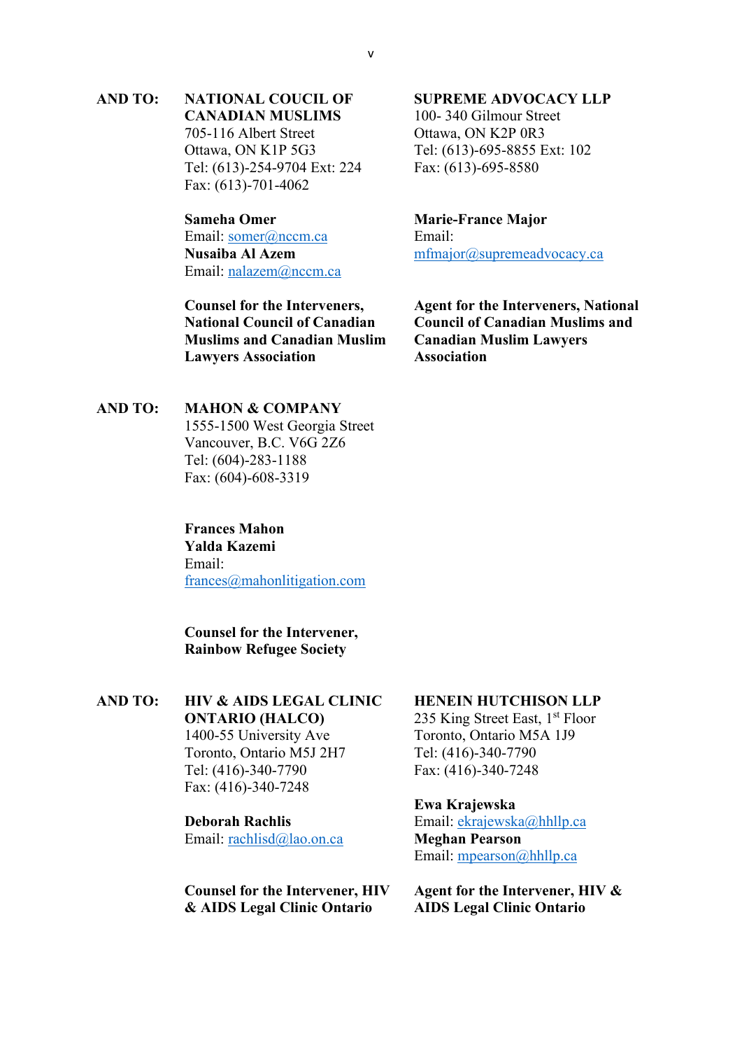**AND TO:**

**NATIONAL COUCIL OF CANADIAN MUSLIMS**
705-116 Albert Street
Ottawa, ON K1P 5G3
Tel: (613)-254-9704 Ext: 224
Fax: (613)-701-4062

**Sameha Omer**
Email: somer@nccm.ca
**Nusaiba Al Azem**
Email: nalazem@nccm.ca

**Counsel for the Interveners, National Council of Canadian Muslims and Canadian Muslim Lawyers Association**

**SUPREME ADVOCACY LLP**
100- 340 Gilmour Street
Ottawa, ON K2P 0R3
Tel: (613)-695-8855 Ext: 102
Fax: (613)-695-8580

**Marie-France Major**
Email:
mfmajor@supremeadvocacy.ca

**Agent for the Interveners, National Council of Canadian Muslims and Canadian Muslim Lawyers Association**

**AND TO:**

**MAHON & COMPANY**
1555-1500 West Georgia Street
Vancouver, B.C. V6G 2Z6
Tel: (604)-283-1188
Fax: (604)-608-3319

**Frances Mahon**
**Yalda Kazemi**
Email:
frances@mahonlitigation.com

**Counsel for the Intervener, Rainbow Refugee Society**

**AND TO:**

**HIV & AIDS LEGAL CLINIC ONTARIO (HALCO)**
1400-55 University Ave
Toronto, Ontario M5J 2H7
Tel: (416)-340-7790
Fax: (416)-340-7248

**Deborah Rachlis**
Email: rachlisd@lao.on.ca

**Counsel for the Intervener, HIV & AIDS Legal Clinic Ontario**

**HENEIN HUTCHISON LLP**
235 King Street East, 1st Floor
Toronto, Ontario M5A 1J9
Tel: (416)-340-7790
Fax: (416)-340-7248

**Ewa Krajewska**
Email: ekrajewska@hhllp.ca
**Meghan Pearson**
Email: mpearson@hhllp.ca

**Agent for the Intervener, HIV & AIDS Legal Clinic Ontario**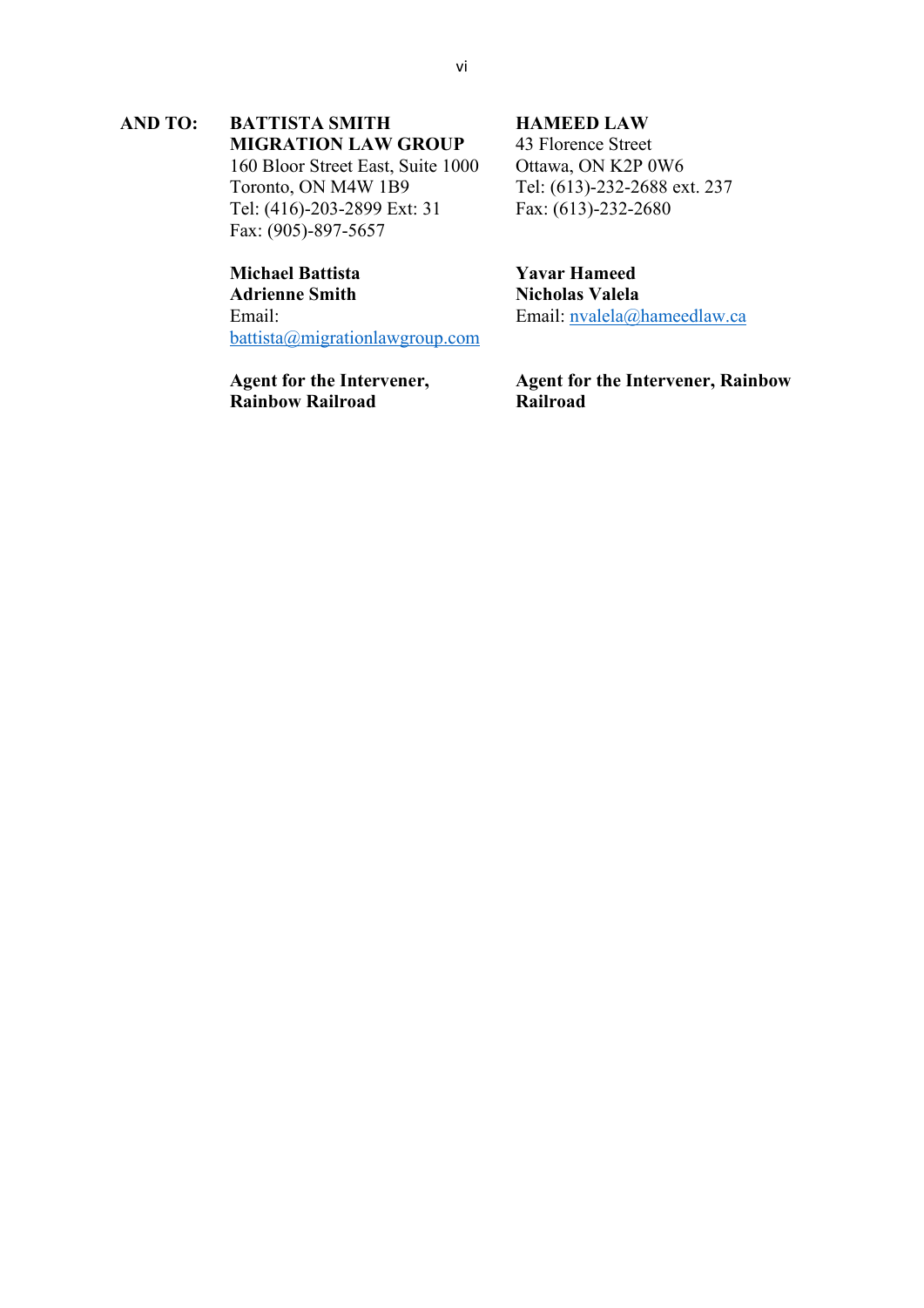**AND TO:**

**BATTISTA SMITH MIGRATION LAW GROUP**
160 Bloor Street East, Suite 1000
Toronto, ON M4W 1B9
Tel: (416)-203-2899 Ext: 31
Fax: (905)-897-5657

**Michael Battista**
**Adrienne Smith**
Email:
battista@migrationlawgroup.com

**Agent for the Intervener, Rainbow Railroad**

**HAMEED LAW**
43 Florence Street
Ottawa, ON K2P 0W6
Tel: (613)-232-2688 ext. 237
Fax: (613)-232-2680

**Yavar Hameed**
**Nicholas Valela**
Email: nvalela@hameedlaw.ca

**Agent for the Intervener, Rainbow Railroad**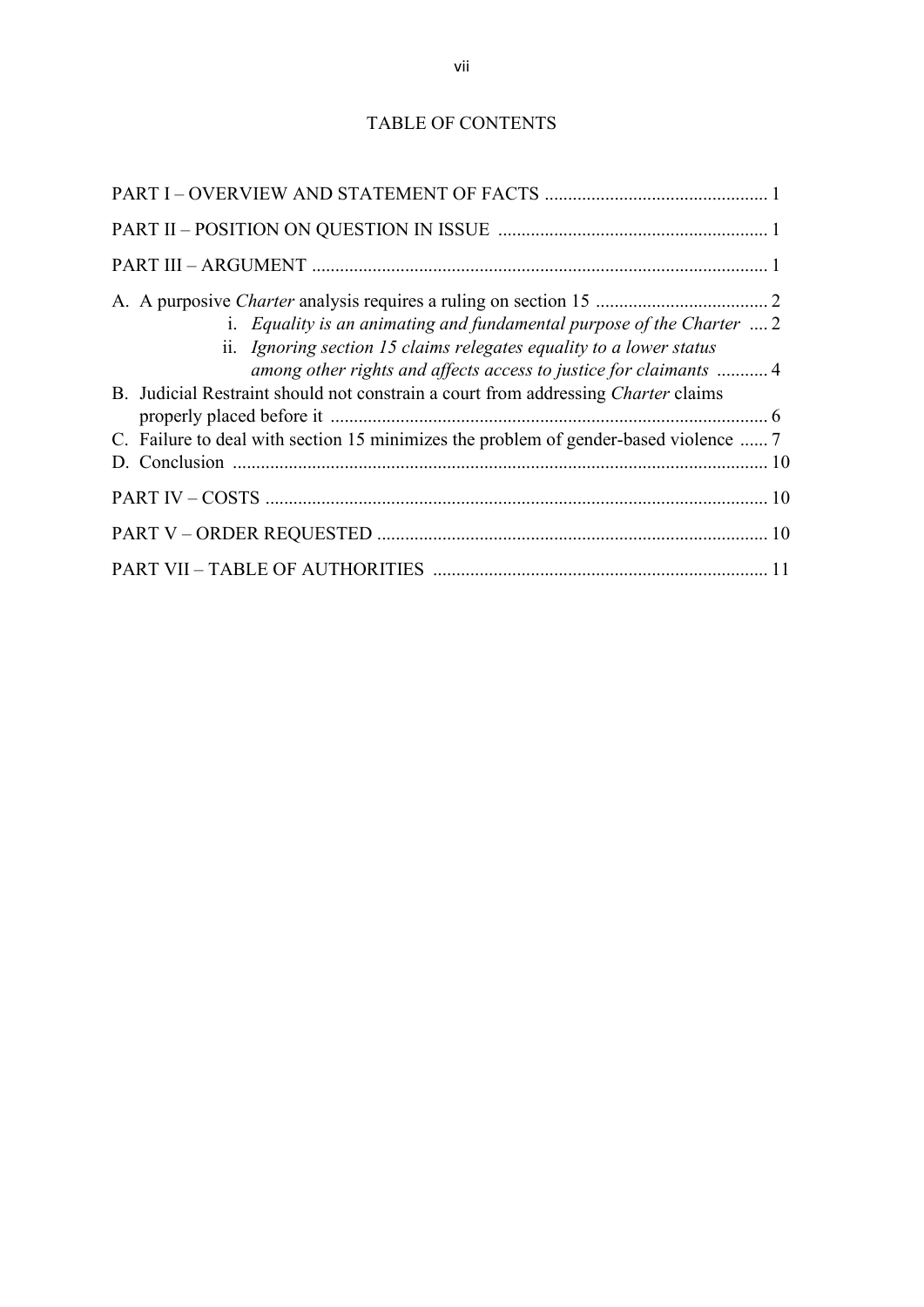# TABLE OF CONTENTS

PART I – OVERVIEW AND STATEMENT OF FACTS ................................................. 1

PART II – POSITION ON QUESTION IN ISSUE .......................................................... 1

PART III – ARGUMENT ................................................................................................. 1

A. A purposive *Charter* analysis requires a ruling on section 15 ..................................... 2
   - i. *Equality is an animating and fundamental purpose of the Charter* .... 2
   - ii. *Ignoring section 15 claims relegates equality to a lower status among other rights and affects access to justice for claimants* ........... 4

B. Judicial Restraint should not constrain a court from addressing *Charter* claims properly placed before it ............................................................................................. 6

C. Failure to deal with section 15 minimizes the problem of gender-based violence ...... 7

D. Conclusion .................................................................................................................. 10

PART IV – COSTS .......................................................................................................... 10

PART V – ORDER REQUESTED ................................................................................... 10

PART VII – TABLE OF AUTHORITIES ....................................................................... 11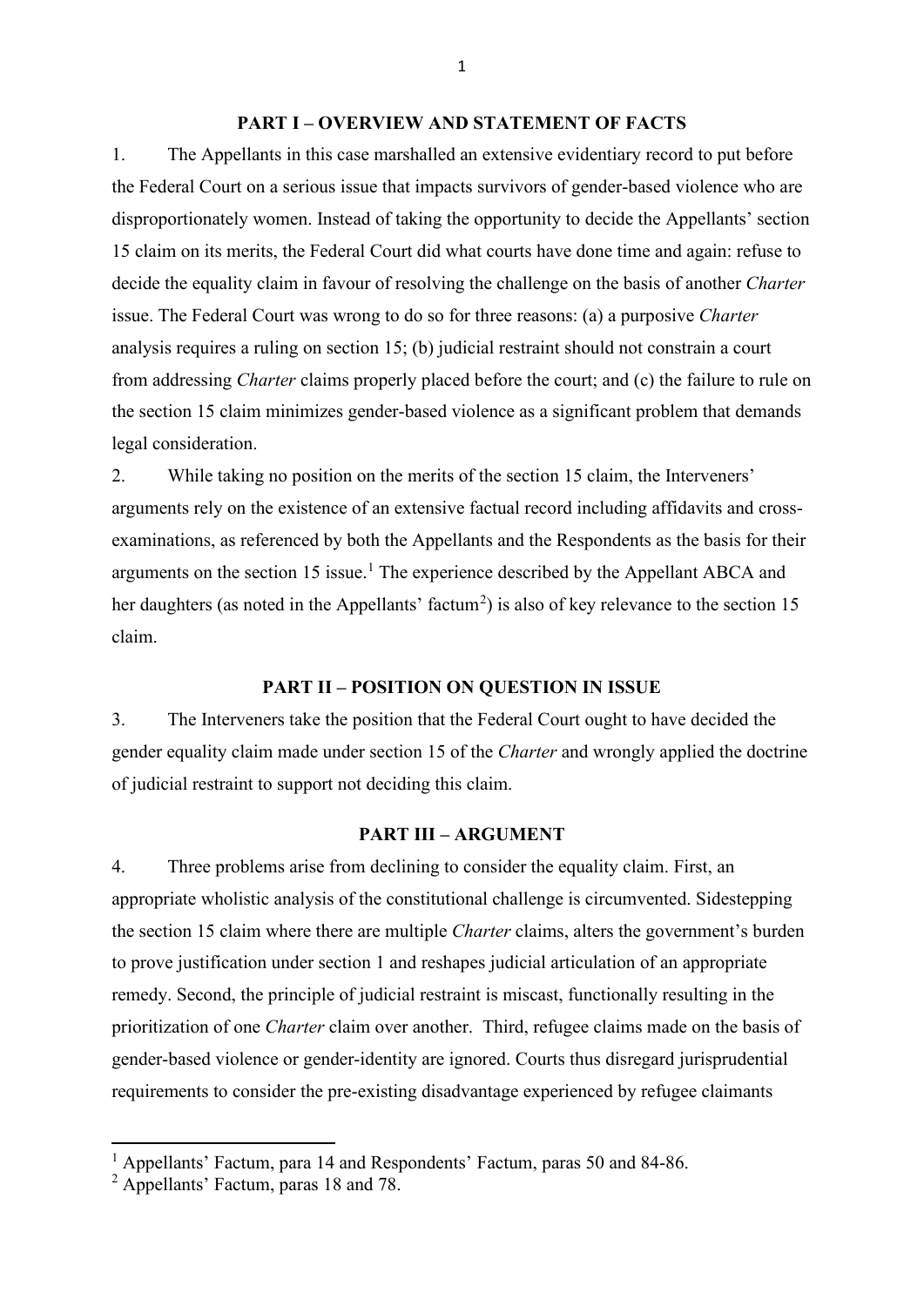## PART I – OVERVIEW AND STATEMENT OF FACTS

1. The Appellants in this case marshalled an extensive evidentiary record to put before the Federal Court on a serious issue that impacts survivors of gender-based violence who are disproportionately women. Instead of taking the opportunity to decide the Appellants' section 15 claim on its merits, the Federal Court did what courts have done time and again: refuse to decide the equality claim in favour of resolving the challenge on the basis of another *Charter* issue. The Federal Court was wrong to do so for three reasons: (a) a purposive *Charter* analysis requires a ruling on section 15; (b) judicial restraint should not constrain a court from addressing *Charter* claims properly placed before the court; and (c) the failure to rule on the section 15 claim minimizes gender-based violence as a significant problem that demands legal consideration.

2. While taking no position on the merits of the section 15 claim, the Interveners' arguments rely on the existence of an extensive factual record including affidavits and cross-examinations, as referenced by both the Appellants and the Respondents as the basis for their arguments on the section 15 issue.[1] The experience described by the Appellant ABCA and her daughters (as noted in the Appellants' factum[2]) is also of key relevance to the section 15 claim.

## PART II – POSITION ON QUESTION IN ISSUE

3. The Interveners take the position that the Federal Court ought to have decided the gender equality claim made under section 15 of the *Charter* and wrongly applied the doctrine of judicial restraint to support not deciding this claim.

## PART III – ARGUMENT

4. Three problems arise from declining to consider the equality claim. First, an appropriate wholistic analysis of the constitutional challenge is circumvented. Sidestepping the section 15 claim where there are multiple *Charter* claims, alters the government's burden to prove justification under section 1 and reshapes judicial articulation of an appropriate remedy. Second, the principle of judicial restraint is miscast, functionally resulting in the prioritization of one *Charter* claim over another. Third, refugee claims made on the basis of gender-based violence or gender-identity are ignored. Courts thus disregard jurisprudential requirements to consider the pre-existing disadvantage experienced by refugee claimants

---

[1] Appellants' Factum, para 14 and Respondents' Factum, paras 50 and 84-86.

[2] Appellants' Factum, paras 18 and 78.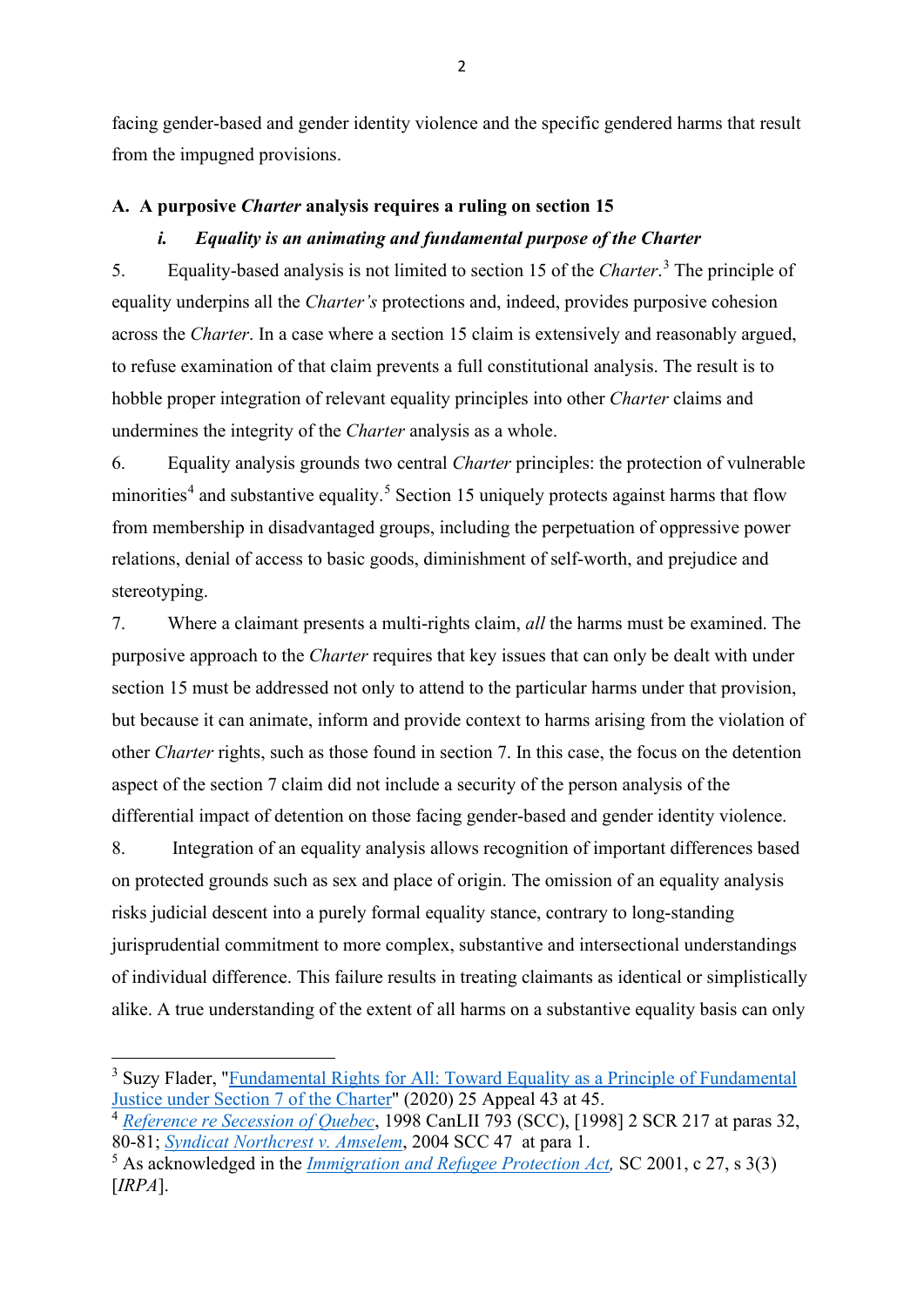facing gender-based and gender identity violence and the specific gendered harms that result from the impugned provisions.

### A. A purposive *Charter* analysis requires a ruling on section 15

#### *i. Equality is an animating and fundamental purpose of the Charter*

5. Equality-based analysis is not limited to section 15 of the *Charter*.[3] The principle of equality underpins all the *Charter's* protections and, indeed, provides purposive cohesion across the *Charter*. In a case where a section 15 claim is extensively and reasonably argued, to refuse examination of that claim prevents a full constitutional analysis. The result is to hobble proper integration of relevant equality principles into other *Charter* claims and undermines the integrity of the *Charter* analysis as a whole.

6. Equality analysis grounds two central *Charter* principles: the protection of vulnerable minorities[4] and substantive equality.[5] Section 15 uniquely protects against harms that flow from membership in disadvantaged groups, including the perpetuation of oppressive power relations, denial of access to basic goods, diminishment of self-worth, and prejudice and stereotyping.

7. Where a claimant presents a multi-rights claim, *all* the harms must be examined. The purposive approach to the *Charter* requires that key issues that can only be dealt with under section 15 must be addressed not only to attend to the particular harms under that provision, but because it can animate, inform and provide context to harms arising from the violation of other *Charter* rights, such as those found in section 7. In this case, the focus on the detention aspect of the section 7 claim did not include a security of the person analysis of the differential impact of detention on those facing gender-based and gender identity violence.

8. Integration of an equality analysis allows recognition of important differences based on protected grounds such as sex and place of origin. The omission of an equality analysis risks judicial descent into a purely formal equality stance, contrary to long-standing jurisprudential commitment to more complex, substantive and intersectional understandings of individual difference. This failure results in treating claimants as identical or simplistically alike. A true understanding of the extent of all harms on a substantive equality basis can only

---

[3] Suzy Flader, "Fundamental Rights for All: Toward Equality as a Principle of Fundamental Justice under Section 7 of the Charter" (2020) 25 Appeal 43 at 45.

[4] *Reference re Secession of Quebec*, 1998 CanLII 793 (SCC), [1998] 2 SCR 217 at paras 32, 80-81; *Syndicat Northcrest v. Amselem*, 2004 SCC 47 at para 1.

[5] As acknowledged in the *Immigration and Refugee Protection Act,* SC 2001, c 27, s 3(3) [*IRPA*].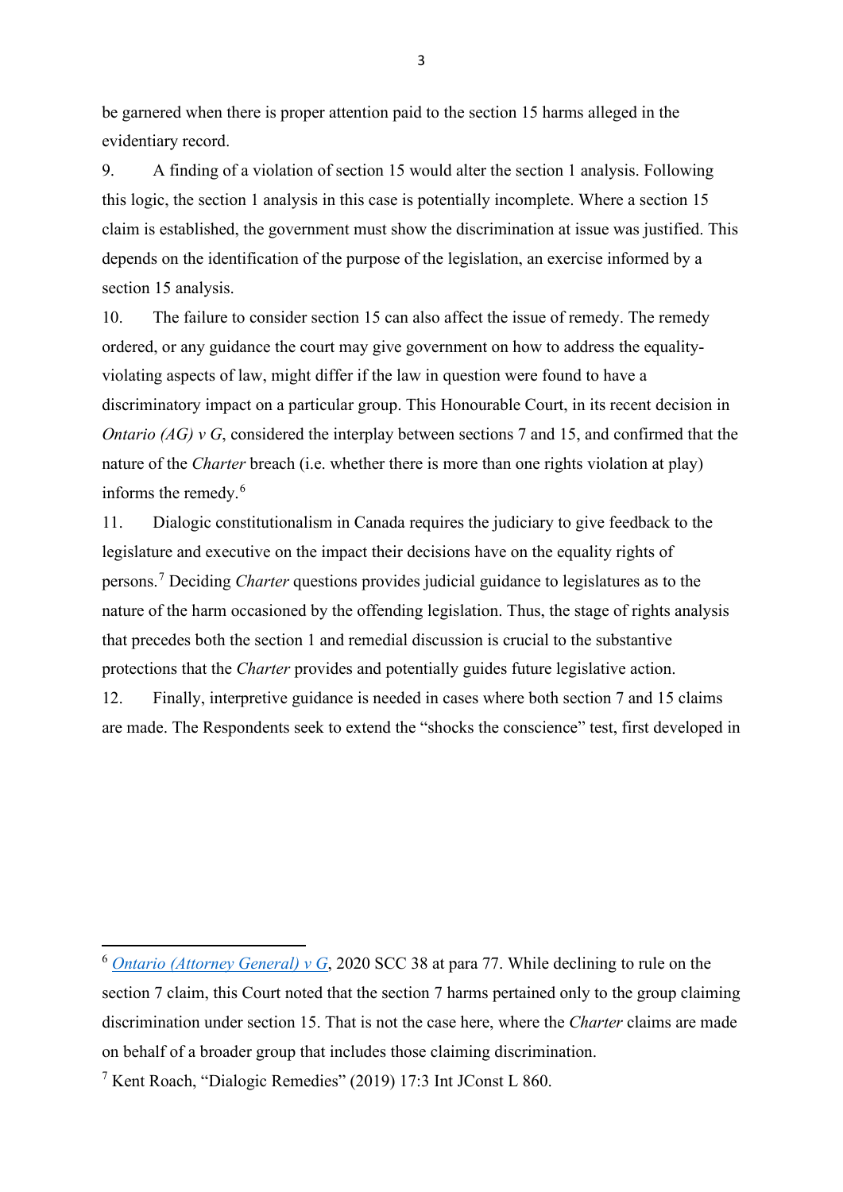be garnered when there is proper attention paid to the section 15 harms alleged in the evidentiary record.

9. A finding of a violation of section 15 would alter the section 1 analysis. Following this logic, the section 1 analysis in this case is potentially incomplete. Where a section 15 claim is established, the government must show the discrimination at issue was justified. This depends on the identification of the purpose of the legislation, an exercise informed by a section 15 analysis.

10. The failure to consider section 15 can also affect the issue of remedy. The remedy ordered, or any guidance the court may give government on how to address the equality-violating aspects of law, might differ if the law in question were found to have a discriminatory impact on a particular group. This Honourable Court, in its recent decision in *Ontario (AG) v G*, considered the interplay between sections 7 and 15, and confirmed that the nature of the *Charter* breach (i.e. whether there is more than one rights violation at play) informs the remedy.[6]

11. Dialogic constitutionalism in Canada requires the judiciary to give feedback to the legislature and executive on the impact their decisions have on the equality rights of persons.[7] Deciding *Charter* questions provides judicial guidance to legislatures as to the nature of the harm occasioned by the offending legislation. Thus, the stage of rights analysis that precedes both the section 1 and remedial discussion is crucial to the substantive protections that the *Charter* provides and potentially guides future legislative action.

12. Finally, interpretive guidance is needed in cases where both section 7 and 15 claims are made. The Respondents seek to extend the "shocks the conscience" test, first developed in

---

[6] *Ontario (Attorney General) v G*, 2020 SCC 38 at para 77. While declining to rule on the section 7 claim, this Court noted that the section 7 harms pertained only to the group claiming discrimination under section 15. That is not the case here, where the *Charter* claims are made on behalf of a broader group that includes those claiming discrimination.

[7] Kent Roach, "Dialogic Remedies" (2019) 17:3 Int JConst L 860.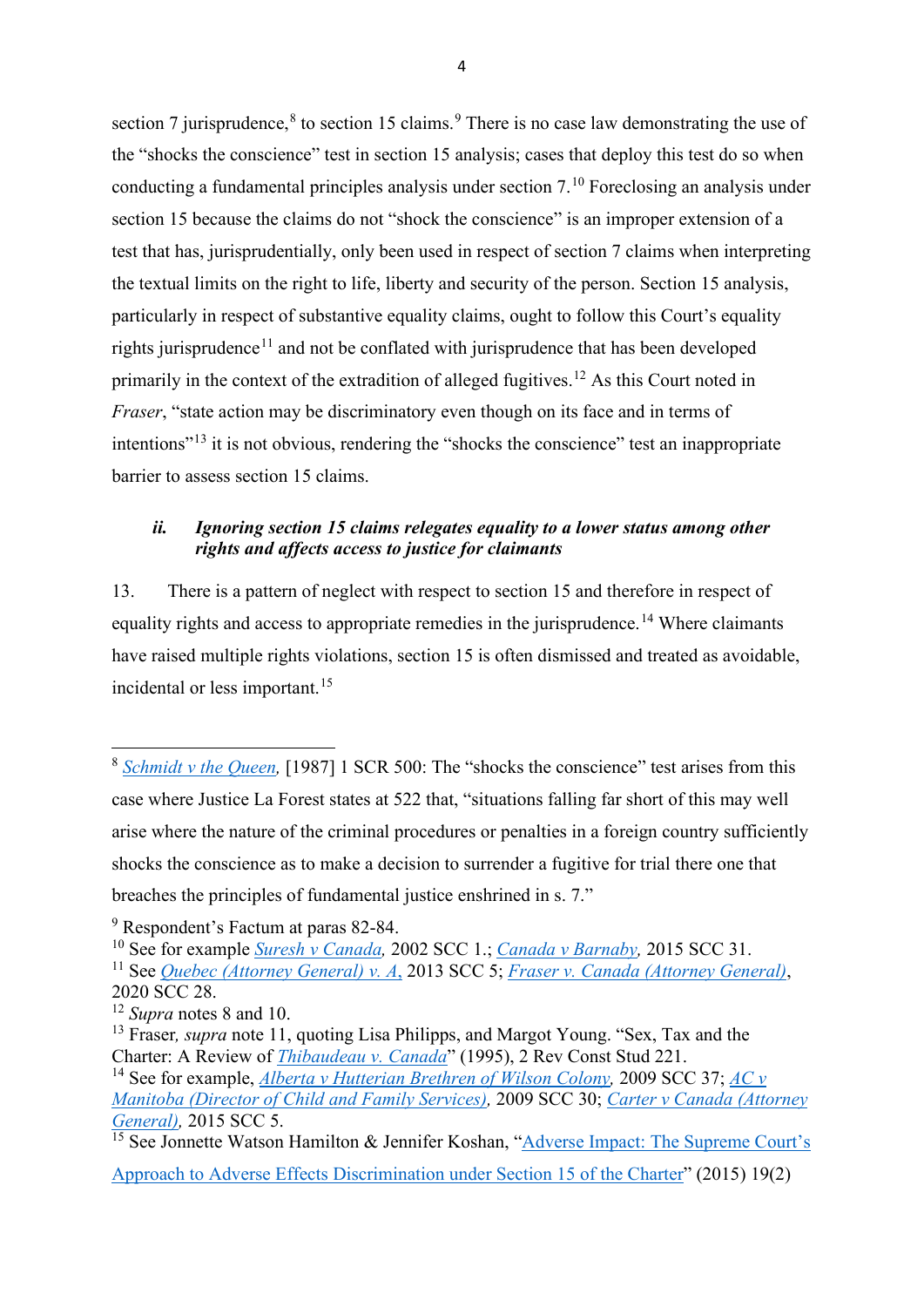section 7 jurisprudence,[8] to section 15 claims.[9] There is no case law demonstrating the use of the "shocks the conscience" test in section 15 analysis; cases that deploy this test do so when conducting a fundamental principles analysis under section 7.[10] Foreclosing an analysis under section 15 because the claims do not "shock the conscience" is an improper extension of a test that has, jurisprudentially, only been used in respect of section 7 claims when interpreting the textual limits on the right to life, liberty and security of the person. Section 15 analysis, particularly in respect of substantive equality claims, ought to follow this Court's equality rights jurisprudence[11] and not be conflated with jurisprudence that has been developed primarily in the context of the extradition of alleged fugitives.[12] As this Court noted in *Fraser*, "state action may be discriminatory even though on its face and in terms of intentions"[13] it is not obvious, rendering the "shocks the conscience" test an inappropriate barrier to assess section 15 claims.

### ii. *Ignoring section 15 claims relegates equality to a lower status among other rights and affects access to justice for claimants*

13. There is a pattern of neglect with respect to section 15 and therefore in respect of equality rights and access to appropriate remedies in the jurisprudence.[14] Where claimants have raised multiple rights violations, section 15 is often dismissed and treated as avoidable, incidental or less important.[15]

---

[8] *Schmidt v the Queen*, [1987] 1 SCR 500: The "shocks the conscience" test arises from this case where Justice La Forest states at 522 that, "situations falling far short of this may well arise where the nature of the criminal procedures or penalties in a foreign country sufficiently shocks the conscience as to make a decision to surrender a fugitive for trial there one that breaches the principles of fundamental justice enshrined in s. 7."

[9] Respondent's Factum at paras 82-84.

[10] See for example *Suresh v Canada*, 2002 SCC 1.; *Canada v Barnaby*, 2015 SCC 31.

[11] See *Quebec (Attorney General) v. A*, 2013 SCC 5; *Fraser v. Canada (Attorney General)*, 2020 SCC 28.

[12] *Supra* notes 8 and 10.

[13] Fraser, *supra* note 11, quoting Lisa Philipps, and Margot Young. "Sex, Tax and the Charter: A Review of *Thibaudeau v. Canada*" (1995), 2 Rev Const Stud 221.

[14] See for example, *Alberta v Hutterian Brethren of Wilson Colony*, 2009 SCC 37; *AC v Manitoba (Director of Child and Family Services)*, 2009 SCC 30; *Carter v Canada (Attorney General)*, 2015 SCC 5.

[15] See Jonnette Watson Hamilton & Jennifer Koshan, "Adverse Impact: The Supreme Court's Approach to Adverse Effects Discrimination under Section 15 of the Charter" (2015) 19(2)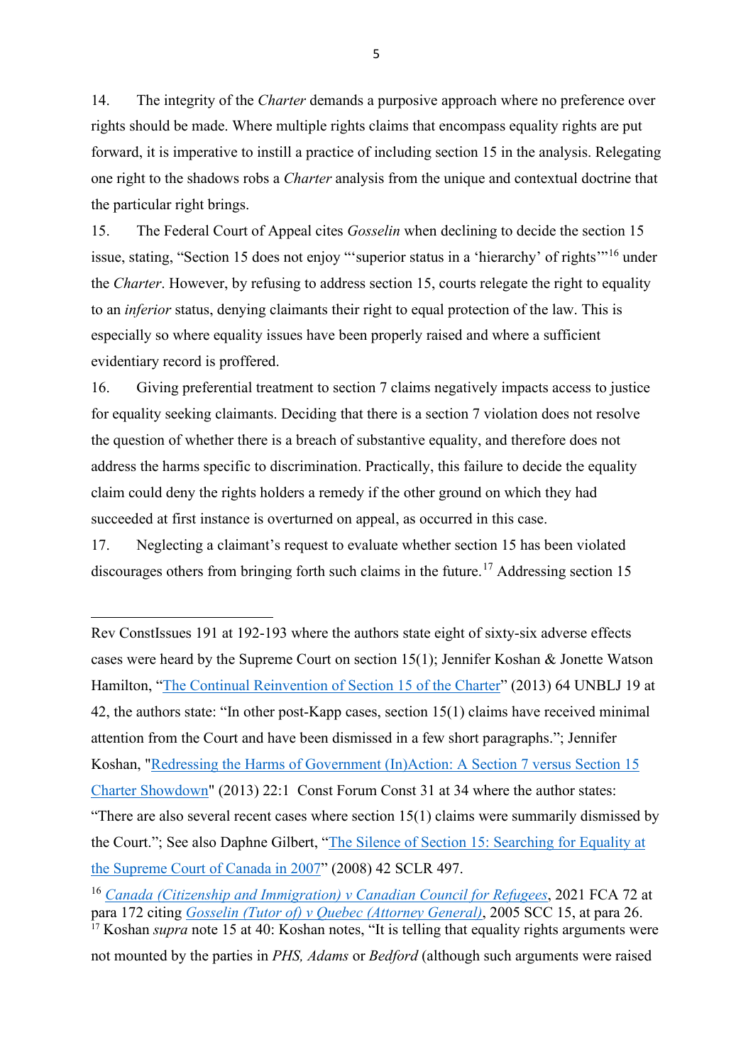14. The integrity of the *Charter* demands a purposive approach where no preference over rights should be made. Where multiple rights claims that encompass equality rights are put forward, it is imperative to instill a practice of including section 15 in the analysis. Relegating one right to the shadows robs a *Charter* analysis from the unique and contextual doctrine that the particular right brings.

15. The Federal Court of Appeal cites *Gosselin* when declining to decide the section 15 issue, stating, "Section 15 does not enjoy "'superior status in a 'hierarchy' of rights'"[16] under the *Charter*. However, by refusing to address section 15, courts relegate the right to equality to an *inferior* status, denying claimants their right to equal protection of the law. This is especially so where equality issues have been properly raised and where a sufficient evidentiary record is proffered.

16. Giving preferential treatment to section 7 claims negatively impacts access to justice for equality seeking claimants. Deciding that there is a section 7 violation does not resolve the question of whether there is a breach of substantive equality, and therefore does not address the harms specific to discrimination. Practically, this failure to decide the equality claim could deny the rights holders a remedy if the other ground on which they had succeeded at first instance is overturned on appeal, as occurred in this case.

17. Neglecting a claimant's request to evaluate whether section 15 has been violated discourages others from bringing forth such claims in the future.[17] Addressing section 15

---

Rev ConstIssues 191 at 192-193 where the authors state eight of sixty-six adverse effects cases were heard by the Supreme Court on section 15(1); Jennifer Koshan & Jonette Watson Hamilton, "The Continual Reinvention of Section 15 of the Charter" (2013) 64 UNBLJ 19 at 42, the authors state: "In other post-Kapp cases, section 15(1) claims have received minimal attention from the Court and have been dismissed in a few short paragraphs."; Jennifer Koshan, "Redressing the Harms of Government (In)Action: A Section 7 versus Section 15 Charter Showdown" (2013) 22:1 Const Forum Const 31 at 34 where the author states: "There are also several recent cases where section 15(1) claims were summarily dismissed by the Court."; See also Daphne Gilbert, "The Silence of Section 15: Searching for Equality at the Supreme Court of Canada in 2007" (2008) 42 SCLR 497.

[16] *Canada (Citizenship and Immigration) v Canadian Council for Refugees*, 2021 FCA 72 at para 172 citing *Gosselin (Tutor of) v Quebec (Attorney General)*, 2005 SCC 15, at para 26.

[17] Koshan *supra* note 15 at 40: Koshan notes, "It is telling that equality rights arguments were not mounted by the parties in *PHS, Adams* or *Bedford* (although such arguments were raised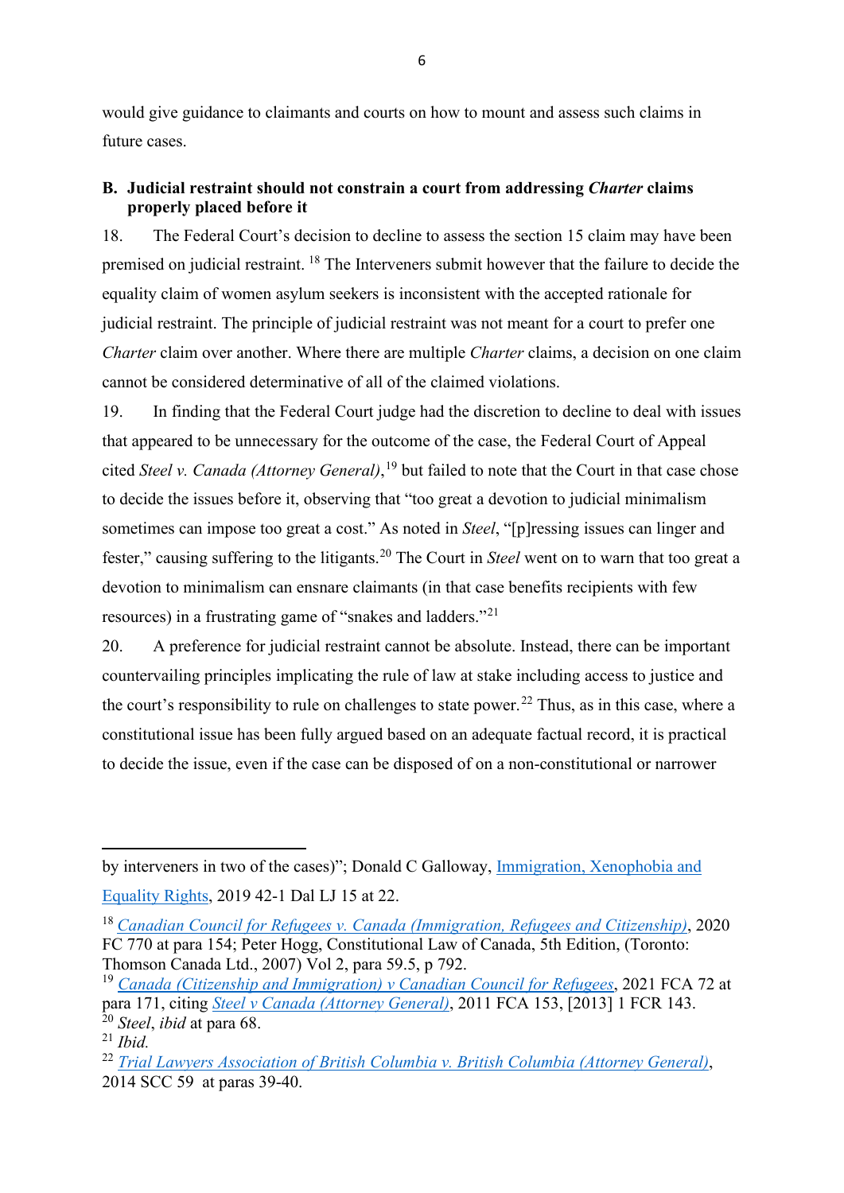would give guidance to claimants and courts on how to mount and assess such claims in future cases.

## B. Judicial restraint should not constrain a court from addressing *Charter* claims properly placed before it

18. The Federal Court's decision to decline to assess the section 15 claim may have been premised on judicial restraint. [18] The Interveners submit however that the failure to decide the equality claim of women asylum seekers is inconsistent with the accepted rationale for judicial restraint. The principle of judicial restraint was not meant for a court to prefer one *Charter* claim over another. Where there are multiple *Charter* claims, a decision on one claim cannot be considered determinative of all of the claimed violations.

19. In finding that the Federal Court judge had the discretion to decline to deal with issues that appeared to be unnecessary for the outcome of the case, the Federal Court of Appeal cited *Steel v. Canada (Attorney General)*,[19] but failed to note that the Court in that case chose to decide the issues before it, observing that "too great a devotion to judicial minimalism sometimes can impose too great a cost." As noted in *Steel*, "[p]ressing issues can linger and fester," causing suffering to the litigants.[20] The Court in *Steel* went on to warn that too great a devotion to minimalism can ensnare claimants (in that case benefits recipients with few resources) in a frustrating game of "snakes and ladders."[21]

20. A preference for judicial restraint cannot be absolute. Instead, there can be important countervailing principles implicating the rule of law at stake including access to justice and the court's responsibility to rule on challenges to state power.[22] Thus, as in this case, where a constitutional issue has been fully argued based on an adequate factual record, it is practical to decide the issue, even if the case can be disposed of on a non-constitutional or narrower

---

by interveners in two of the cases)"; Donald C Galloway, Immigration, Xenophobia and Equality Rights, 2019 42-1 Dal LJ 15 at 22.

[18] *Canadian Council for Refugees v. Canada (Immigration, Refugees and Citizenship)*, 2020 FC 770 at para 154; Peter Hogg, Constitutional Law of Canada, 5th Edition, (Toronto: Thomson Canada Ltd., 2007) Vol 2, para 59.5, p 792.

[19] *Canada (Citizenship and Immigration) v Canadian Council for Refugees*, 2021 FCA 72 at para 171, citing *Steel v Canada (Attorney General)*, 2011 FCA 153, [2013] 1 FCR 143.

[20] *Steel*, *ibid* at para 68.

[21] *Ibid.*

[22] *Trial Lawyers Association of British Columbia v. British Columbia (Attorney General)*, 2014 SCC 59 at paras 39-40.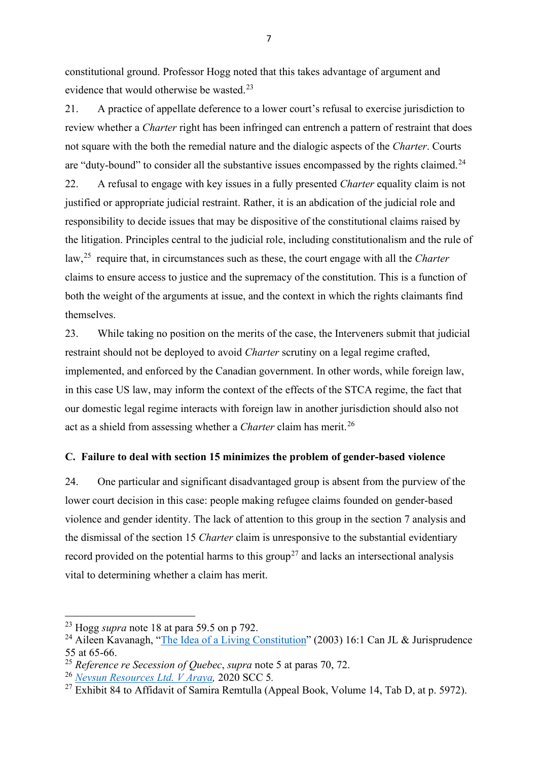constitutional ground. Professor Hogg noted that this takes advantage of argument and evidence that would otherwise be wasted.[23]

21. A practice of appellate deference to a lower court's refusal to exercise jurisdiction to review whether a *Charter* right has been infringed can entrench a pattern of restraint that does not square with the both the remedial nature and the dialogic aspects of the *Charter*. Courts are "duty-bound" to consider all the substantive issues encompassed by the rights claimed.[24]

22. A refusal to engage with key issues in a fully presented *Charter* equality claim is not justified or appropriate judicial restraint. Rather, it is an abdication of the judicial role and responsibility to decide issues that may be dispositive of the constitutional claims raised by the litigation. Principles central to the judicial role, including constitutionalism and the rule of law,[25] require that, in circumstances such as these, the court engage with all the *Charter* claims to ensure access to justice and the supremacy of the constitution. This is a function of both the weight of the arguments at issue, and the context in which the rights claimants find themselves.

23. While taking no position on the merits of the case, the Interveners submit that judicial restraint should not be deployed to avoid *Charter* scrutiny on a legal regime crafted, implemented, and enforced by the Canadian government. In other words, while foreign law, in this case US law, may inform the context of the effects of the STCA regime, the fact that our domestic legal regime interacts with foreign law in another jurisdiction should also not act as a shield from assessing whether a *Charter* claim has merit.[26]

### C. Failure to deal with section 15 minimizes the problem of gender-based violence

24. One particular and significant disadvantaged group is absent from the purview of the lower court decision in this case: people making refugee claims founded on gender-based violence and gender identity. The lack of attention to this group in the section 7 analysis and the dismissal of the section 15 *Charter* claim is unresponsive to the substantial evidentiary record provided on the potential harms to this group[27] and lacks an intersectional analysis vital to determining whether a claim has merit.

---

[23] Hogg *supra* note 18 at para 59.5 on p 792.

[24] Aileen Kavanagh, "The Idea of a Living Constitution" (2003) 16:1 Can JL & Jurisprudence 55 at 65-66.

[25] *Reference re Secession of Quebec*, *supra* note 5 at paras 70, 72.

[26] *Nevsun Resources Ltd. V Araya,* 2020 SCC 5.

[27] Exhibit 84 to Affidavit of Samira Remtulla (Appeal Book, Volume 14, Tab D, at p. 5972).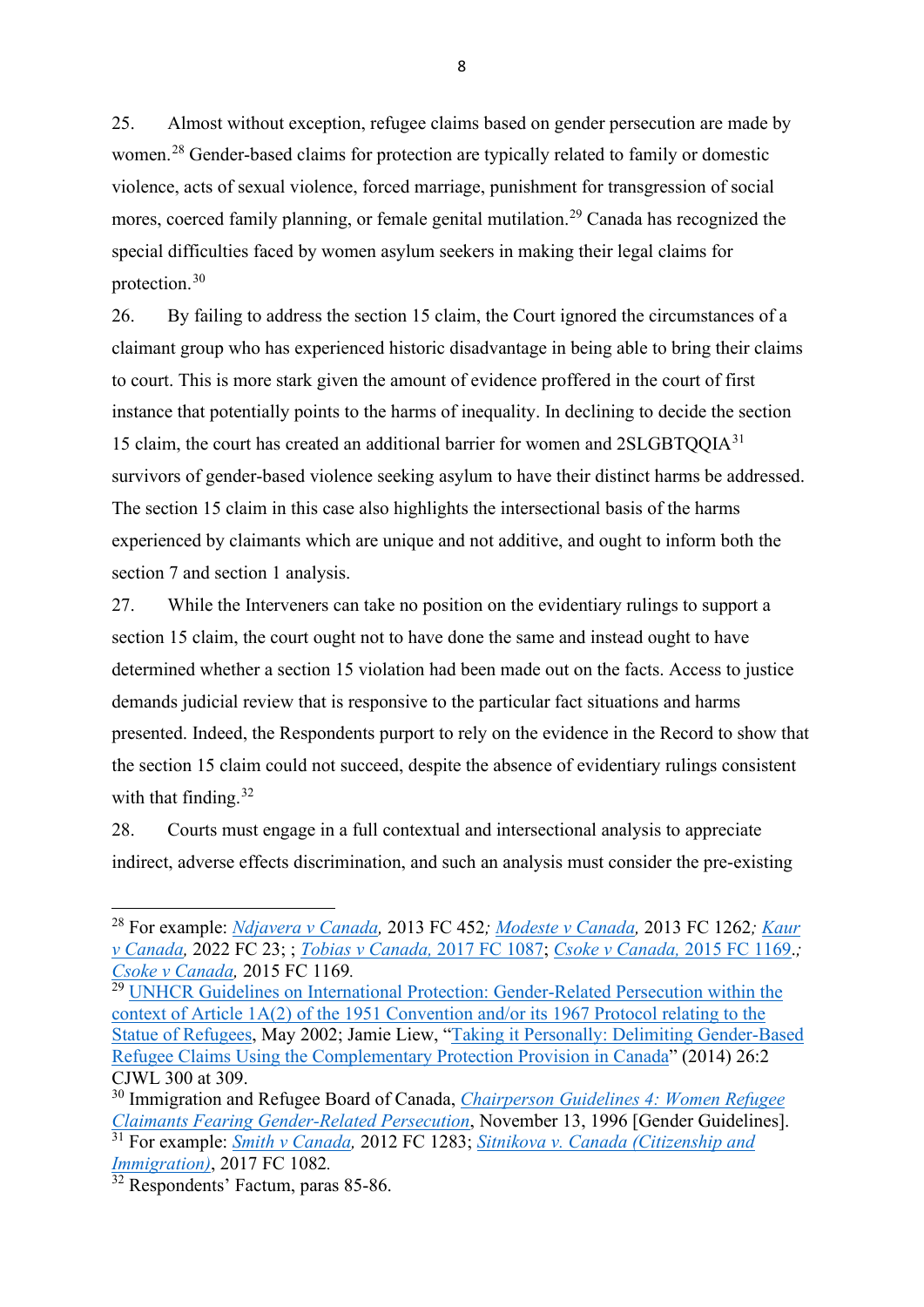25. Almost without exception, refugee claims based on gender persecution are made by women.[28] Gender-based claims for protection are typically related to family or domestic violence, acts of sexual violence, forced marriage, punishment for transgression of social mores, coerced family planning, or female genital mutilation.[29] Canada has recognized the special difficulties faced by women asylum seekers in making their legal claims for protection.[30]

26. By failing to address the section 15 claim, the Court ignored the circumstances of a claimant group who has experienced historic disadvantage in being able to bring their claims to court. This is more stark given the amount of evidence proffered in the court of first instance that potentially points to the harms of inequality. In declining to decide the section 15 claim, the court has created an additional barrier for women and 2SLGBTQQIA[31] survivors of gender-based violence seeking asylum to have their distinct harms be addressed. The section 15 claim in this case also highlights the intersectional basis of the harms experienced by claimants which are unique and not additive, and ought to inform both the section 7 and section 1 analysis.

27. While the Interveners can take no position on the evidentiary rulings to support a section 15 claim, the court ought not to have done the same and instead ought to have determined whether a section 15 violation had been made out on the facts. Access to justice demands judicial review that is responsive to the particular fact situations and harms presented. Indeed, the Respondents purport to rely on the evidence in the Record to show that the section 15 claim could not succeed, despite the absence of evidentiary rulings consistent with that finding.[32]

28. Courts must engage in a full contextual and intersectional analysis to appreciate indirect, adverse effects discrimination, and such an analysis must consider the pre-existing

---

[28] For example: *Ndjavera v Canada,* 2013 FC 452*; Modeste v Canada,* 2013 FC 1262*; Kaur v Canada,* 2022 FC 23; ; *Tobias v Canada,* 2017 FC 1087; *Csoke v Canada,* 2015 FC 1169*.; Csoke v Canada,* 2015 FC 1169*.*

[29] UNHCR Guidelines on International Protection: Gender-Related Persecution within the context of Article 1A(2) of the 1951 Convention and/or its 1967 Protocol relating to the Statue of Refugees, May 2002; Jamie Liew, "Taking it Personally: Delimiting Gender-Based Refugee Claims Using the Complementary Protection Provision in Canada" (2014) 26:2 CJWL 300 at 309.

[30] Immigration and Refugee Board of Canada, *Chairperson Guidelines 4: Women Refugee Claimants Fearing Gender-Related Persecution*, November 13, 1996 [Gender Guidelines].

[31] For example: *Smith v Canada,* 2012 FC 1283; *Sitnikova v. Canada (Citizenship and Immigration)*, 2017 FC 1082*.*

[32] Respondents' Factum, paras 85-86.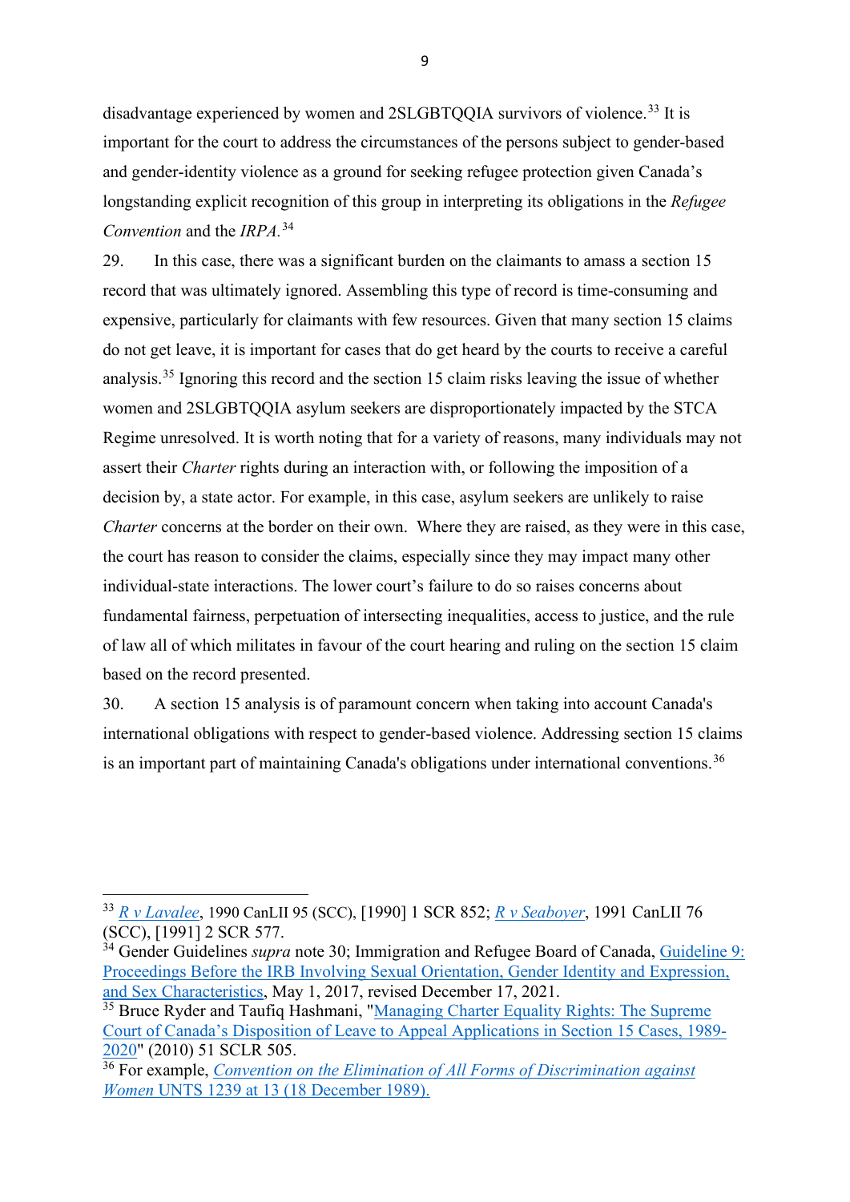disadvantage experienced by women and 2SLGBTQQIA survivors of violence.[33] It is important for the court to address the circumstances of the persons subject to gender-based and gender-identity violence as a ground for seeking refugee protection given Canada's longstanding explicit recognition of this group in interpreting its obligations in the *Refugee Convention* and the *IRPA*.[34]

29. In this case, there was a significant burden on the claimants to amass a section 15 record that was ultimately ignored. Assembling this type of record is time-consuming and expensive, particularly for claimants with few resources. Given that many section 15 claims do not get leave, it is important for cases that do get heard by the courts to receive a careful analysis.[35] Ignoring this record and the section 15 claim risks leaving the issue of whether women and 2SLGBTQQIA asylum seekers are disproportionately impacted by the STCA Regime unresolved. It is worth noting that for a variety of reasons, many individuals may not assert their *Charter* rights during an interaction with, or following the imposition of a decision by, a state actor. For example, in this case, asylum seekers are unlikely to raise *Charter* concerns at the border on their own. Where they are raised, as they were in this case, the court has reason to consider the claims, especially since they may impact many other individual-state interactions. The lower court's failure to do so raises concerns about fundamental fairness, perpetuation of intersecting inequalities, access to justice, and the rule of law all of which militates in favour of the court hearing and ruling on the section 15 claim based on the record presented.

30. A section 15 analysis is of paramount concern when taking into account Canada's international obligations with respect to gender-based violence. Addressing section 15 claims is an important part of maintaining Canada's obligations under international conventions.[36]

---

[33] *R v Lavalee*, 1990 CanLII 95 (SCC), [1990] 1 SCR 852; *R v Seaboyer*, 1991 CanLII 76 (SCC), [1991] 2 SCR 577.

[34] Gender Guidelines *supra* note 30; Immigration and Refugee Board of Canada, Guideline 9: Proceedings Before the IRB Involving Sexual Orientation, Gender Identity and Expression, and Sex Characteristics, May 1, 2017, revised December 17, 2021.

[35] Bruce Ryder and Taufiq Hashmani, "Managing Charter Equality Rights: The Supreme Court of Canada's Disposition of Leave to Appeal Applications in Section 15 Cases, 1989-2020" (2010) 51 SCLR 505.

[36] For example, *Convention on the Elimination of All Forms of Discrimination against Women* UNTS 1239 at 13 (18 December 1989).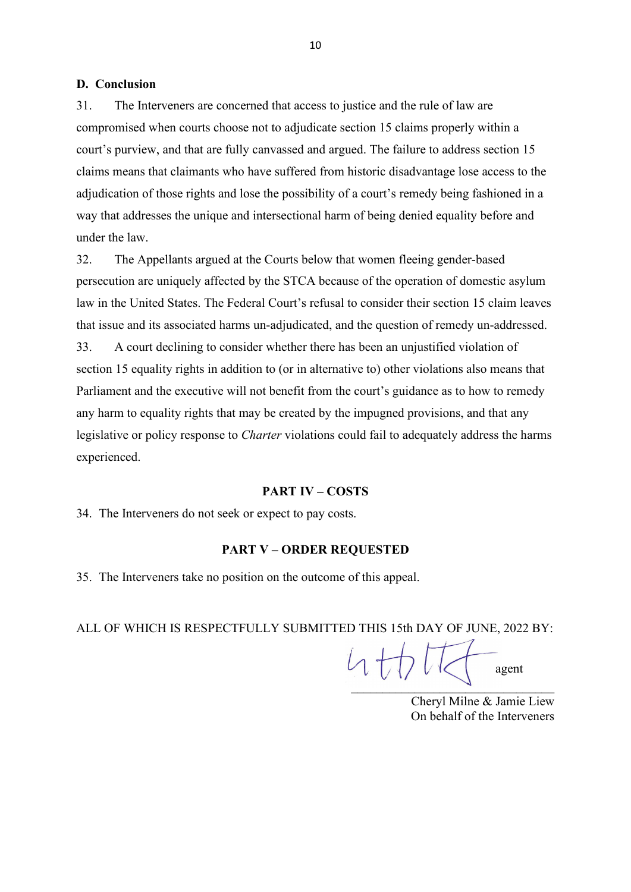### D. Conclusion

31. The Interveners are concerned that access to justice and the rule of law are compromised when courts choose not to adjudicate section 15 claims properly within a court's purview, and that are fully canvassed and argued. The failure to address section 15 claims means that claimants who have suffered from historic disadvantage lose access to the adjudication of those rights and lose the possibility of a court's remedy being fashioned in a way that addresses the unique and intersectional harm of being denied equality before and under the law.

32. The Appellants argued at the Courts below that women fleeing gender-based persecution are uniquely affected by the STCA because of the operation of domestic asylum law in the United States. The Federal Court's refusal to consider their section 15 claim leaves that issue and its associated harms un-adjudicated, and the question of remedy un-addressed.

33. A court declining to consider whether there has been an unjustified violation of section 15 equality rights in addition to (or in alternative to) other violations also means that Parliament and the executive will not benefit from the court's guidance as to how to remedy any harm to equality rights that may be created by the impugned provisions, and that any legislative or policy response to *Charter* violations could fail to adequately address the harms experienced.

## PART IV – COSTS

34. The Interveners do not seek or expect to pay costs.

## PART V – ORDER REQUESTED

35. The Interveners take no position on the outcome of this appeal.

ALL OF WHICH IS RESPECTFULLY SUBMITTED THIS 15th DAY OF JUNE, 2022 BY:

agent

Cheryl Milne & Jamie Liew
On behalf of the Interveners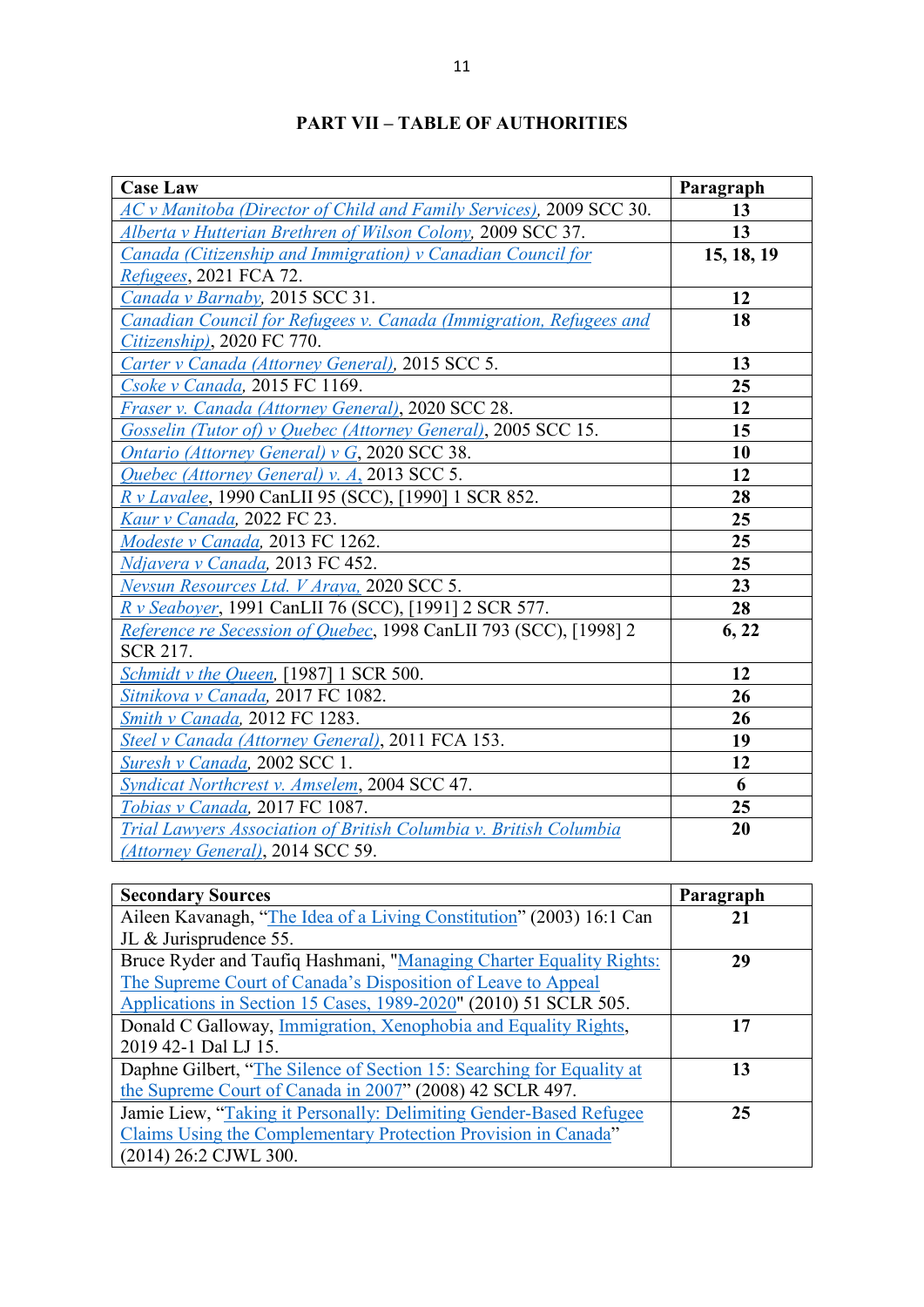## PART VII – TABLE OF AUTHORITIES

| Case Law | Paragraph |
|---|---|
| *AC v Manitoba (Director of Child and Family Services)*, 2009 SCC 30. | **13** |
| *Alberta v Hutterian Brethren of Wilson Colony*, 2009 SCC 37. | **13** |
| *Canada (Citizenship and Immigration) v Canadian Council for Refugees*, 2021 FCA 72. | **15, 18, 19** |
| *Canada v Barnaby*, 2015 SCC 31. | **12** |
| *Canadian Council for Refugees v. Canada (Immigration, Refugees and Citizenship)*, 2020 FC 770. | **18** |
| *Carter v Canada (Attorney General)*, 2015 SCC 5. | **13** |
| *Csoke v Canada*, 2015 FC 1169. | **25** |
| *Fraser v. Canada (Attorney General)*, 2020 SCC 28. | **12** |
| *Gosselin (Tutor of) v Quebec (Attorney General)*, 2005 SCC 15. | **15** |
| *Ontario (Attorney General) v G*, 2020 SCC 38. | **10** |
| *Quebec (Attorney General) v. A*, 2013 SCC 5. | **12** |
| *R v Lavalee*, 1990 CanLII 95 (SCC), [1990] 1 SCR 852. | **28** |
| *Kaur v Canada*, 2022 FC 23. | **25** |
| *Modeste v Canada*, 2013 FC 1262. | **25** |
| *Ndjavera v Canada*, 2013 FC 452. | **25** |
| *Nevsun Resources Ltd. V Araya*, 2020 SCC 5. | **23** |
| *R v Seaboyer*, 1991 CanLII 76 (SCC), [1991] 2 SCR 577. | **28** |
| *Reference re Secession of Quebec*, 1998 CanLII 793 (SCC), [1998] 2 SCR 217. | **6, 22** |
| *Schmidt v the Queen*, [1987] 1 SCR 500. | **12** |
| *Sitnikova v Canada*, 2017 FC 1082. | **26** |
| *Smith v Canada*, 2012 FC 1283. | **26** |
| *Steel v Canada (Attorney General)*, 2011 FCA 153. | **19** |
| *Suresh v Canada*, 2002 SCC 1. | **12** |
| *Syndicat Northcrest v. Amselem*, 2004 SCC 47. | **6** |
| *Tobias v Canada*, 2017 FC 1087. | **25** |
| *Trial Lawyers Association of British Columbia v. British Columbia (Attorney General)*, 2014 SCC 59. | **20** |

| Secondary Sources | Paragraph |
|---|---|
| Aileen Kavanagh, "The Idea of a Living Constitution" (2003) 16:1 Can JL & Jurisprudence 55. | **21** |
| Bruce Ryder and Taufiq Hashmani, "Managing Charter Equality Rights: The Supreme Court of Canada's Disposition of Leave to Appeal Applications in Section 15 Cases, 1989-2020" (2010) 51 SCLR 505. | **29** |
| Donald C Galloway, Immigration, Xenophobia and Equality Rights, 2019 42-1 Dal LJ 15. | **17** |
| Daphne Gilbert, "The Silence of Section 15: Searching for Equality at the Supreme Court of Canada in 2007" (2008) 42 SCLR 497. | **13** |
| Jamie Liew, "Taking it Personally: Delimiting Gender-Based Refugee Claims Using the Complementary Protection Provision in Canada" (2014) 26:2 CJWL 300. | **25** |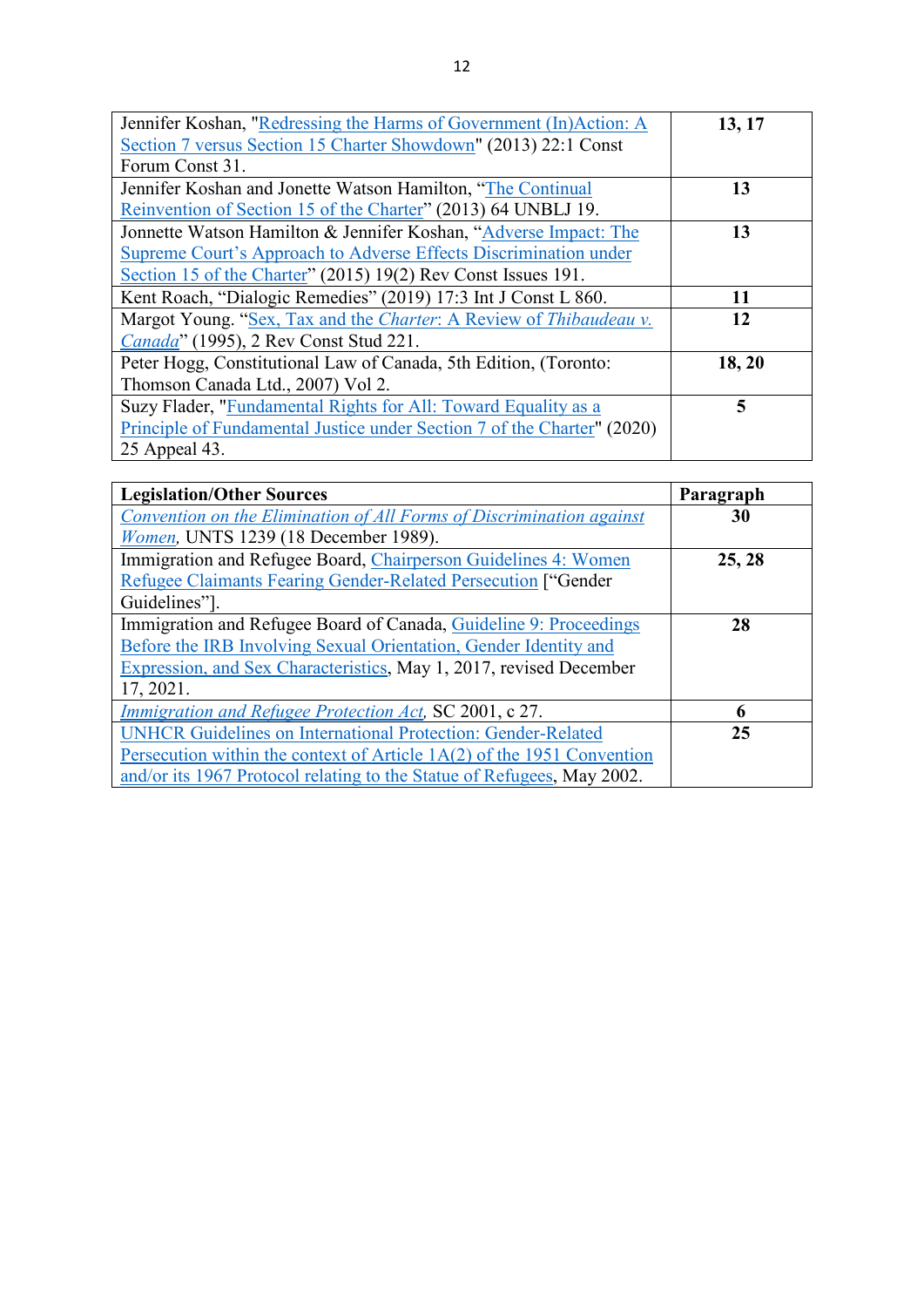| | |
|---|---|
| Jennifer Koshan, "Redressing the Harms of Government (In)Action: A Section 7 versus Section 15 Charter Showdown" (2013) 22:1 Const Forum Const 31. | **13, 17** |
| Jennifer Koshan and Jonette Watson Hamilton, "The Continual Reinvention of Section 15 of the Charter" (2013) 64 UNBLJ 19. | **13** |
| Jonnette Watson Hamilton & Jennifer Koshan, "Adverse Impact: The Supreme Court's Approach to Adverse Effects Discrimination under Section 15 of the Charter" (2015) 19(2) Rev Const Issues 191. | **13** |
| Kent Roach, "Dialogic Remedies" (2019) 17:3 Int J Const L 860. | **11** |
| Margot Young. "Sex, Tax and the *Charter*: A Review of *Thibaudeau v. Canada*" (1995), 2 Rev Const Stud 221. | **12** |
| Peter Hogg, Constitutional Law of Canada, 5th Edition, (Toronto: Thomson Canada Ltd., 2007) Vol 2. | **18, 20** |
| Suzy Flader, "Fundamental Rights for All: Toward Equality as a Principle of Fundamental Justice under Section 7 of the Charter" (2020) 25 Appeal 43. | **5** |

| **Legislation/Other Sources** | **Paragraph** |
|---|---|
| *Convention on the Elimination of All Forms of Discrimination against Women*, UNTS 1239 (18 December 1989). | **30** |
| Immigration and Refugee Board, Chairperson Guidelines 4: Women Refugee Claimants Fearing Gender-Related Persecution ["Gender Guidelines"]. | **25, 28** |
| Immigration and Refugee Board of Canada, Guideline 9: Proceedings Before the IRB Involving Sexual Orientation, Gender Identity and Expression, and Sex Characteristics, May 1, 2017, revised December 17, 2021. | **28** |
| *Immigration and Refugee Protection Act*, SC 2001, c 27. | **6** |
| UNHCR Guidelines on International Protection: Gender-Related Persecution within the context of Article 1A(2) of the 1951 Convention and/or its 1967 Protocol relating to the Statue of Refugees, May 2002. | **25** |